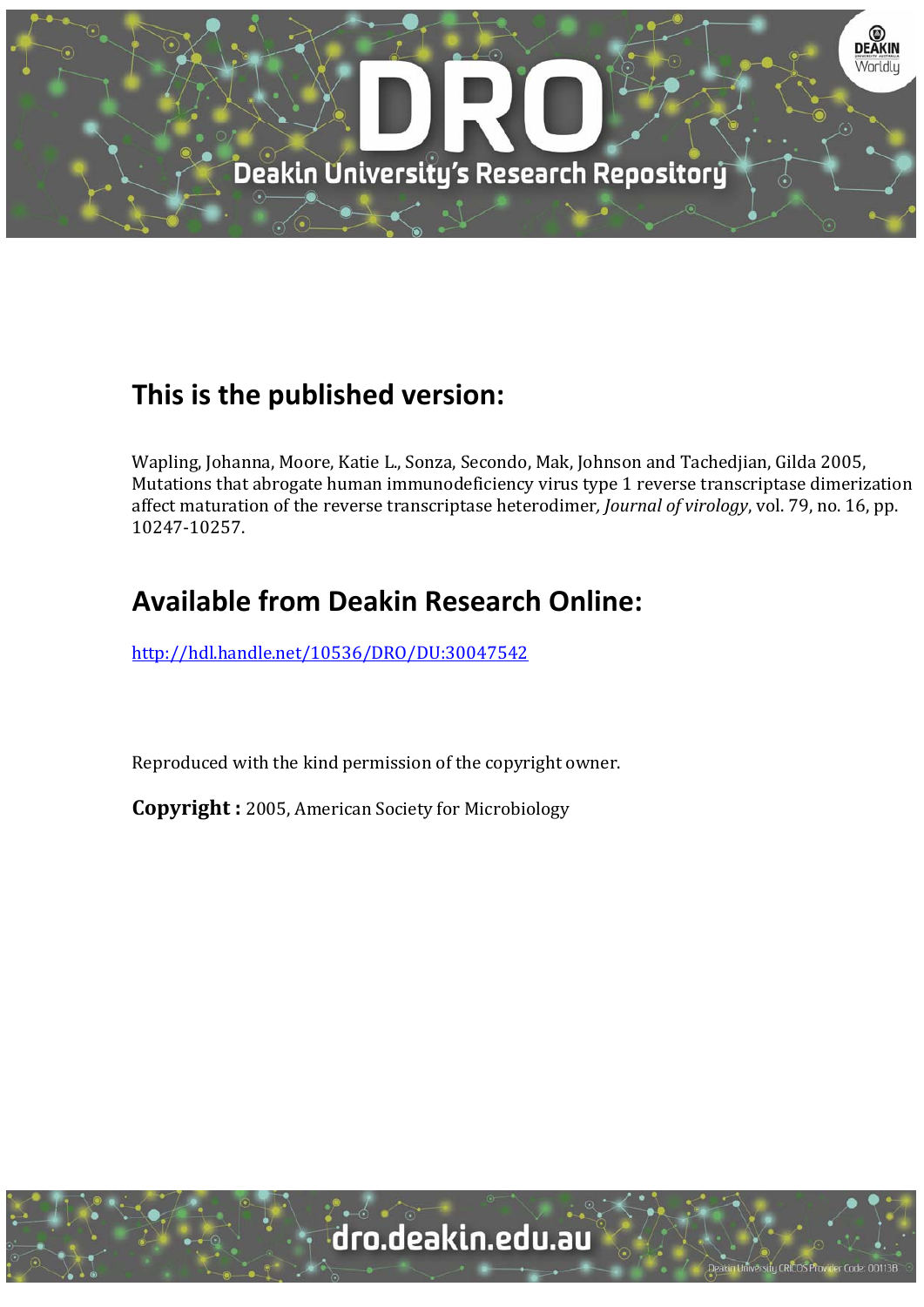## This is the published version:

Wapling, Johanna, Moore, Katie L., Sonza, Secondo, Mak, Johnson and Tachedjian, Gilda 2005, Mutations that abrogate human immunodeficiency virus type 1 reverse transcriptase dimerization affect maturation of the reverse transcriptase heterodimer*, Journal of virology*, vol. 79, no. 16, pp. 10247-10257.

## Available from Deakin Research Online:

http://hdl.handle.net/10536/DRO/DU:30047542

Reproduced with the kind permission of the copyright owner.

**Copyright :** 2005, American Society for Microbiology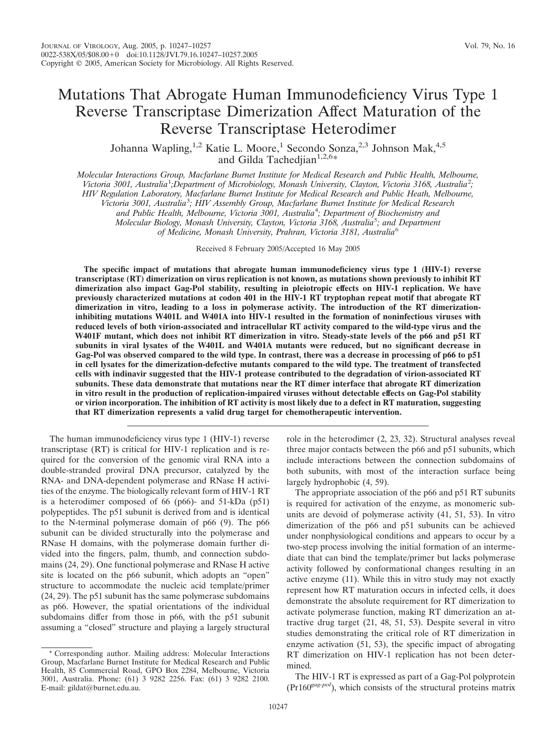# Mutations That Abrogate Human Immunodeficiency Virus Type 1 Reverse Transcriptase Dimerization Affect Maturation of the Reverse Transcriptase Heterodimer

Johanna Wapling,[1,2] Katie L. Moore,[1] Secondo Sonza,[2,3] Johnson Mak,[4,5] and Gilda Tachedjian[1,2,6]*

*Molecular Interactions Group, Macfarlane Burnet Institute for Medical Research and Public Health, Melbourne, Victoria 3001, Australia[1]; Department of Microbiology, Monash University, Clayton, Victoria 3168, Australia[2]; HIV Regulation Laboratory, Macfarlane Burnet Institute for Medical Research and Public Heath, Melbourne, Victoria 3001, Australia[3]; HIV Assembly Group, Macfarlane Burnet Institute for Medical Research and Public Health, Melbourne, Victoria 3001, Australia[4]; Department of Biochemistry and Molecular Biology, Monash University, Clayton, Victoria 3168, Australia[5]; and Department of Medicine, Monash University, Prahran, Victoria 3181, Australia[6]*

Received 8 February 2005/Accepted 16 May 2005

**The specific impact of mutations that abrogate human immunodeficiency virus type 1 (HIV-1) reverse transcriptase (RT) dimerization on virus replication is not known, as mutations shown previously to inhibit RT dimerization also impact Gag-Pol stability, resulting in pleiotropic effects on HIV-1 replication. We have previously characterized mutations at codon 401 in the HIV-1 RT tryptophan repeat motif that abrogate RT dimerization in vitro, leading to a loss in polymerase activity. The introduction of the RT dimerization-inhibiting mutations W401L and W401A into HIV-1 resulted in the formation of noninfectious viruses with reduced levels of both virion-associated and intracellular RT activity compared to the wild-type virus and the W401F mutant, which does not inhibit RT dimerization in vitro. Steady-state levels of the p66 and p51 RT subunits in viral lysates of the W401L and W401A mutants were reduced, but no significant decrease in Gag-Pol was observed compared to the wild type. In contrast, there was a decrease in processing of p66 to p51 in cell lysates for the dimerization-defective mutants compared to the wild type. The treatment of transfected cells with indinavir suggested that the HIV-1 protease contributed to the degradation of virion-associated RT subunits. These data demonstrate that mutations near the RT dimer interface that abrogate RT dimerization in vitro result in the production of replication-impaired viruses without detectable effects on Gag-Pol stability or virion incorporation. The inhibition of RT activity is most likely due to a defect in RT maturation, suggesting that RT dimerization represents a valid drug target for chemotherapeutic intervention.**

The human immunodeficiency virus type 1 (HIV-1) reverse transcriptase (RT) is critical for HIV-1 replication and is required for the conversion of the genomic viral RNA into a double-stranded proviral DNA precursor, catalyzed by the RNA- and DNA-dependent polymerase and RNase H activities of the enzyme. The biologically relevant form of HIV-1 RT is a heterodimer composed of 66 (p66)- and 51-kDa (p51) polypeptides. The p51 subunit is derived from and is identical to the N-terminal polymerase domain of p66 (9). The p66 subunit can be divided structurally into the polymerase and RNase H domains, with the polymerase domain further divided into the fingers, palm, thumb, and connection subdomains (24, 29). One functional polymerase and RNase H active site is located on the p66 subunit, which adopts an "open" structure to accommodate the nucleic acid template/primer (24, 29). The p51 subunit has the same polymerase subdomains as p66. However, the spatial orientations of the individual subdomains differ from those in p66, with the p51 subunit assuming a "closed" structure and playing a largely structural role in the heterodimer (2, 23, 32). Structural analyses reveal three major contacts between the p66 and p51 subunits, which include interactions between the connection subdomains of both subunits, with most of the interaction surface being largely hydrophobic (4, 59).

The appropriate association of the p66 and p51 RT subunits is required for activation of the enzyme, as monomeric subunits are devoid of polymerase activity (41, 51, 53). In vitro dimerization of the p66 and p51 subunits can be achieved under nonphysiological conditions and appears to occur by a two-step process involving the initial formation of an intermediate that can bind the template/primer but lacks polymerase activity followed by conformational changes resulting in an active enzyme (11). While this in vitro study may not exactly represent how RT maturation occurs in infected cells, it does demonstrate the absolute requirement for RT dimerization to activate polymerase function, making RT dimerization an attractive drug target (21, 48, 51, 53). Despite several in vitro studies demonstrating the critical role of RT dimerization in enzyme activation (51, 53), the specific impact of abrogating RT dimerization on HIV-1 replication has not been determined.

The HIV-1 RT is expressed as part of a Gag-Pol polyprotein ($Pr160^{gag\text{-}pol}$), which consists of the structural proteins matrix

\* Corresponding author. Mailing address: Molecular Interactions Group, Macfarlane Burnet Institute for Medical Research and Public Health, 85 Commercial Road, GPO Box 2284, Melbourne, Victoria 3001, Australia. Phone: (61) 3 9282 2256. Fax: (61) 3 9282 2100. E-mail: gildat@burnet.edu.au.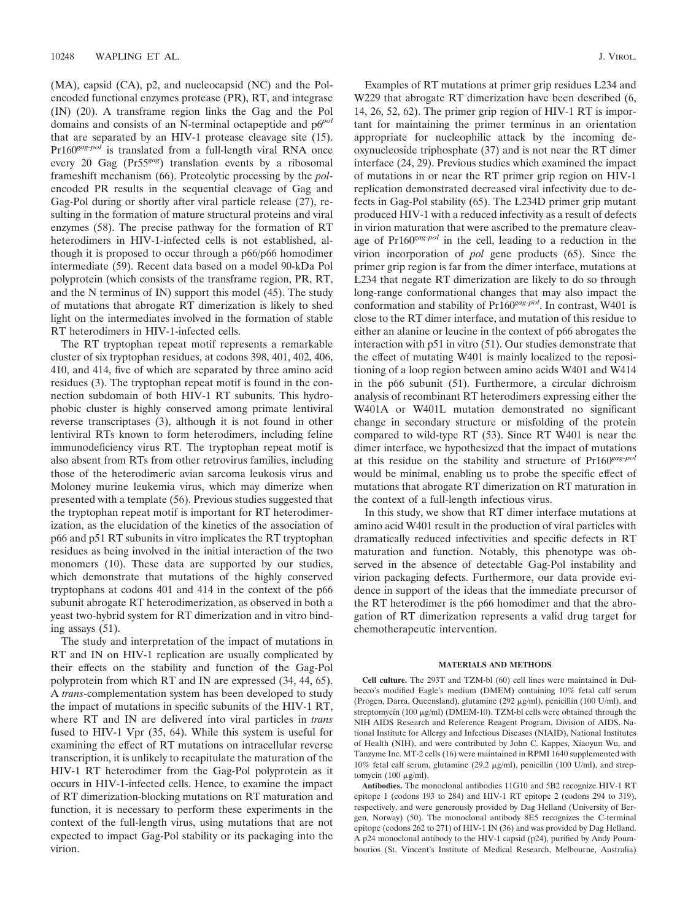(MA), capsid (CA), p2, and nucleocapsid (NC) and the Pol-encoded functional enzymes protease (PR), RT, and integrase (IN) (20). A transframe region links the Gag and the Pol domains and consists of an N-terminal octapeptide and p6$^{pol}$ that are separated by an HIV-1 protease cleavage site (15). Pr160$^{gag-pol}$ is translated from a full-length viral RNA once every 20 Gag (Pr55$^{gag}$) translation events by a ribosomal frameshift mechanism (66). Proteolytic processing by the *pol*-encoded PR results in the sequential cleavage of Gag and Gag-Pol during or shortly after viral particle release (27), resulting in the formation of mature structural proteins and viral enzymes (58). The precise pathway for the formation of RT heterodimers in HIV-1-infected cells is not established, although it is proposed to occur through a p66/p66 homodimer intermediate (59). Recent data based on a model 90-kDa Pol polyprotein (which consists of the transframe region, PR, RT, and the N terminus of IN) support this model (45). The study of mutations that abrogate RT dimerization is likely to shed light on the intermediates involved in the formation of stable RT heterodimers in HIV-1-infected cells.

The RT tryptophan repeat motif represents a remarkable cluster of six tryptophan residues, at codons 398, 401, 402, 406, 410, and 414, five of which are separated by three amino acid residues (3). The tryptophan repeat motif is found in the connection subdomain of both HIV-1 RT subunits. This hydrophobic cluster is highly conserved among primate lentiviral reverse transcriptases (3), although it is not found in other lentiviral RTs known to form heterodimers, including feline immunodeficiency virus RT. The tryptophan repeat motif is also absent from RTs from other retrovirus families, including those of the heterodimeric avian sarcoma leukosis virus and Moloney murine leukemia virus, which may dimerize when presented with a template (56). Previous studies suggested that the tryptophan repeat motif is important for RT heterodimerization, as the elucidation of the kinetics of the association of p66 and p51 RT subunits in vitro implicates the RT tryptophan residues as being involved in the initial interaction of the two monomers (10). These data are supported by our studies, which demonstrate that mutations of the highly conserved tryptophans at codons 401 and 414 in the context of the p66 subunit abrogate RT heterodimerization, as observed in both a yeast two-hybrid system for RT dimerization and in vitro binding assays (51).

The study and interpretation of the impact of mutations in RT and IN on HIV-1 replication are usually complicated by their effects on the stability and function of the Gag-Pol polyprotein from which RT and IN are expressed (34, 44, 65). A *trans*-complementation system has been developed to study the impact of mutations in specific subunits of the HIV-1 RT, where RT and IN are delivered into viral particles in *trans* fused to HIV-1 Vpr (35, 64). While this system is useful for examining the effect of RT mutations on intracellular reverse transcription, it is unlikely to recapitulate the maturation of the HIV-1 RT heterodimer from the Gag-Pol polyprotein as it occurs in HIV-1-infected cells. Hence, to examine the impact of RT dimerization-blocking mutations on RT maturation and function, it is necessary to perform these experiments in the context of the full-length virus, using mutations that are not expected to impact Gag-Pol stability or its packaging into the virion.

Examples of RT mutations at primer grip residues L234 and W229 that abrogate RT dimerization have been described (6, 14, 26, 52, 62). The primer grip region of HIV-1 RT is important for maintaining the primer terminus in an orientation appropriate for nucleophilic attack by the incoming deoxynucleoside triphosphate (37) and is not near the RT dimer interface (24, 29). Previous studies which examined the impact of mutations in or near the RT primer grip region on HIV-1 replication demonstrated decreased viral infectivity due to defects in Gag-Pol stability (65). The L234D primer grip mutant produced HIV-1 with a reduced infectivity as a result of defects in virion maturation that were ascribed to the premature cleavage of Pr160$^{gag-pol}$ in the cell, leading to a reduction in the virion incorporation of *pol* gene products (65). Since the primer grip region is far from the dimer interface, mutations at L234 that negate RT dimerization are likely to do so through long-range conformational changes that may also impact the conformation and stability of Pr160$^{gag-pol}$. In contrast, W401 is close to the RT dimer interface, and mutation of this residue to either an alanine or leucine in the context of p66 abrogates the interaction with p51 in vitro (51). Our studies demonstrate that the effect of mutating W401 is mainly localized to the repositioning of a loop region between amino acids W401 and W414 in the p66 subunit (51). Furthermore, a circular dichroism analysis of recombinant RT heterodimers expressing either the W401A or W401L mutation demonstrated no significant change in secondary structure or misfolding of the protein compared to wild-type RT (53). Since RT W401 is near the dimer interface, we hypothesized that the impact of mutations at this residue on the stability and structure of Pr160$^{gag-pol}$ would be minimal, enabling us to probe the specific effect of mutations that abrogate RT dimerization on RT maturation in the context of a full-length infectious virus.

In this study, we show that RT dimer interface mutations at amino acid W401 result in the production of viral particles with dramatically reduced infectivities and specific defects in RT maturation and function. Notably, this phenotype was observed in the absence of detectable Gag-Pol instability and virion packaging defects. Furthermore, our data provide evidence in support of the ideas that the immediate precursor of the RT heterodimer is the p66 homodimer and that the abrogation of RT dimerization represents a valid drug target for chemotherapeutic intervention.

## MATERIALS AND METHODS

**Cell culture.** The 293T and TZM-bl (60) cell lines were maintained in Dulbecco's modified Eagle's medium (DMEM) containing 10% fetal calf serum (Progen, Darra, Queensland), glutamine (292 μg/ml), penicillin (100 U/ml), and streptomycin (100 μg/ml) (DMEM-10). TZM-bl cells were obtained through the NIH AIDS Research and Reference Reagent Program, Division of AIDS, National Institute for Allergy and Infectious Diseases (NIAID), National Institutes of Health (NIH), and were contributed by John C. Kappes, Xiaoyun Wu, and Tanzyme Inc. MT-2 cells (16) were maintained in RPMI 1640 supplemented with 10% fetal calf serum, glutamine (29.2 μg/ml), penicillin (100 U/ml), and streptomycin (100 μg/ml).

**Antibodies.** The monoclonal antibodies 11G10 and 5B2 recognize HIV-1 RT epitope 1 (codons 193 to 284) and HIV-1 RT epitope 2 (codons 294 to 319), respectively, and were generously provided by Dag Helland (University of Bergen, Norway) (50). The monoclonal antibody 8E5 recognizes the C-terminal epitope (codons 262 to 271) of HIV-1 IN (36) and was provided by Dag Helland. A p24 monoclonal antibody to the HIV-1 capsid (p24), purified by Andy Poumbourios (St. Vincent's Institute of Medical Research, Melbourne, Australia)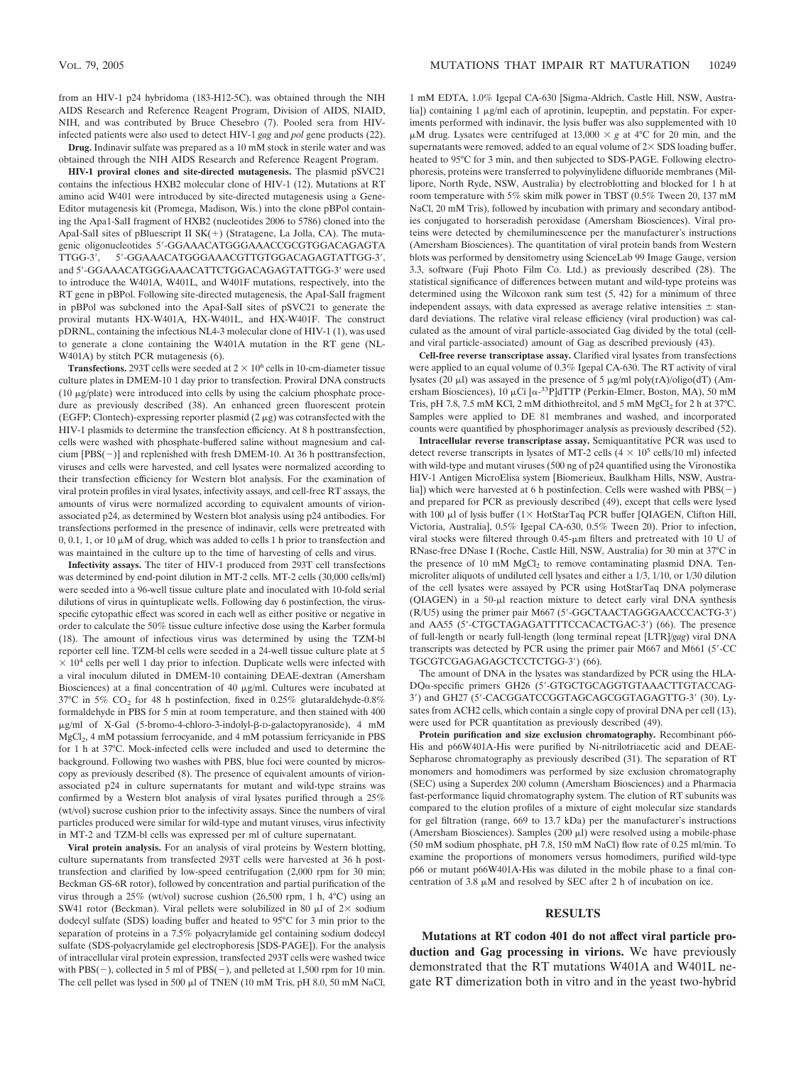from an HIV-1 p24 hybridoma (183-H12-5C), was obtained through the NIH AIDS Research and Reference Reagent Program, Division of AIDS, NIAID, NIH, and was contributed by Bruce Chesebro (7). Pooled sera from HIV-infected patients were also used to detect HIV-1 *gag* and *pol* gene products (22).

**Drug.** Indinavir sulfate was prepared as a 10 mM stock in sterile water and was obtained through the NIH AIDS Research and Reference Reagent Program.

**HIV-1 proviral clones and site-directed mutagenesis.** The plasmid pSVC21 contains the infectious HXB2 molecular clone of HIV-1 (12). Mutations at RT amino acid W401 were introduced by site-directed mutagenesis using a Gene-Editor mutagenesis kit (Promega, Madison, Wis.) into the clone pBPol containing the Apa1-SalI fragment of HXB2 (nucleotides 2006 to 5786) cloned into the ApaI-SalI sites of pBluescript II SK(+) (Stratagene, La Jolla, CA). The mutagenic oligonucleotides 5′-GGAAACATGGGAAACCGCGTGGACAGAGTATTGG-3′, 5′-GGAAACATGGGAAACGTTGTGGACAGAGTATTGG-3′, and 5′-GGAAACATGGGAAACATTCTGGACAGAGTATTGG-3′ were used to introduce the W401A, W401L, and W401F mutations, respectively, into the RT gene in pBPol. Following site-directed mutagenesis, the ApaI-SalI fragment in pBPol was subcloned into the ApaI-SalI sites of pSVC21 to generate the proviral mutants HX-W401A, HX-W401L, and HX-W401F. The construct pDRNL, containing the infectious NL4-3 molecular clone of HIV-1 (1), was used to generate a clone containing the W401A mutation in the RT gene (NL-W401A) by stitch PCR mutagenesis (6).

**Transfections.** 293T cells were seeded at $2 \times 10^6$ cells in 10-cm-diameter tissue culture plates in DMEM-10 1 day prior to transfection. Proviral DNA constructs (10 μg/plate) were introduced into cells by using the calcium phosphate procedure as previously described (38). An enhanced green fluorescent protein (EGFP; Clontech)-expressing reporter plasmid (2 μg) was cotransfected with the HIV-1 plasmids to determine the transfection efficiency. At 8 h posttransfection, cells were washed with phosphate-buffered saline without magnesium and calcium [PBS(−)] and replenished with fresh DMEM-10. At 36 h posttransfection, viruses and cells were harvested, and cell lysates were normalized according to their transfection efficiency for Western blot analysis. For the examination of viral protein profiles in viral lysates, infectivity assays, and cell-free RT assays, the amounts of virus were normalized according to equivalent amounts of virion-associated p24, as determined by Western blot analysis using p24 antibodies. For transfections performed in the presence of indinavir, cells were pretreated with 0, 0.1, 1, or 10 μM of drug, which was added to cells 1 h prior to transfection and was maintained in the culture up to the time of harvesting of cells and virus.

**Infectivity assays.** The titer of HIV-1 produced from 293T cell transfections was determined by end-point dilution in MT-2 cells. MT-2 cells (30,000 cells/ml) were seeded into a 96-well tissue culture plate and inoculated with 10-fold serial dilutions of virus in quintuplicate wells. Following day 6 postinfection, the virus-specific cytopathic effect was scored in each well as either positive or negative in order to calculate the 50% tissue culture infective dose using the Karber formula (18). The amount of infectious virus was determined by using the TZM-bl reporter cell line. TZM-bl cells were seeded in a 24-well tissue culture plate at $5 \times 10^4$ cells per well 1 day prior to infection. Duplicate wells were infected with a viral inoculum diluted in DMEM-10 containing DEAE-dextran (Amersham Biosciences) at a final concentration of 40 μg/ml. Cultures were incubated at 37°C in 5% $CO_2$ for 48 h postinfection, fixed in 0.25% glutaraldehyde-0.8% formaldehyde in PBS for 5 min at room temperature, and then stained with 400 μg/ml of X-Gal (5-bromo-4-chloro-3-indolyl-β-D-galactopyranoside), 4 mM $MgCl_2$, 4 mM potassium ferrocyanide, and 4 mM potassium ferricyanide in PBS for 1 h at 37°C. Mock-infected cells were included and used to determine the background. Following two washes with PBS, blue foci were counted by microscopy as previously described (8). The presence of equivalent amounts of virion-associated p24 in culture supernatants for mutant and wild-type strains was confirmed by a Western blot analysis of viral lysates purified through a 25% (wt/vol) sucrose cushion prior to the infectivity assays. Since the numbers of viral particles produced were similar for wild-type and mutant viruses, virus infectivity in MT-2 and TZM-bl cells was expressed per ml of culture supernatant.

**Viral protein analysis.** For an analysis of viral proteins by Western blotting, culture supernatants from transfected 293T cells were harvested at 36 h posttransfection and clarified by low-speed centrifugation (2,000 rpm for 30 min; Beckman GS-6R rotor), followed by concentration and partial purification of the virus through a 25% (wt/vol) sucrose cushion (26,500 rpm, 1 h, 4°C) using an SW41 rotor (Beckman). Viral pellets were solubilized in 80 μl of 2× sodium dodecyl sulfate (SDS) loading buffer and heated to 95°C for 3 min prior to the separation of proteins in a 7.5% polyacrylamide gel containing sodium dodecyl sulfate (SDS-polyacrylamide gel electrophoresis [SDS-PAGE]). For the analysis of intracellular viral protein expression, transfected 293T cells were washed twice with PBS(−), collected in 5 ml of PBS(−), and pelleted at 1,500 rpm for 10 min. The cell pellet was lysed in 500 μl of TNEN (10 mM Tris, pH 8.0, 50 mM NaCl, 1 mM EDTA, 1.0% Igepal CA-630 [Sigma-Aldrich, Castle Hill, NSW, Australia]) containing 1 μg/ml each of aprotinin, leupeptin, and pepstatin. For experiments performed with indinavir, the lysis buffer was also supplemented with 10 μM drug. Lysates were centrifuged at 13,000 × *g* at 4°C for 20 min, and the supernatants were removed, added to an equal volume of 2× SDS loading buffer, heated to 95°C for 3 min, and then subjected to SDS-PAGE. Following electrophoresis, proteins were transferred to polyvinylidene difluoride membranes (Millipore, North Ryde, NSW, Australia) by electroblotting and blocked for 1 h at room temperature with 5% skim milk power in TBST (0.5% Tween 20, 137 mM NaCl, 20 mM Tris), followed by incubation with primary and secondary antibodies conjugated to horseradish peroxidase (Amersham Biosciences). Viral proteins were detected by chemiluminescence per the manufacturer's instructions (Amersham Biosciences). The quantitation of viral protein bands from Western blots was performed by densitometry using ScienceLab 99 Image Gauge, version 3.3, software (Fuji Photo Film Co. Ltd.) as previously described (28). The statistical significance of differences between mutant and wild-type proteins was determined using the Wilcoxon rank sum test (5, 42) for a minimum of three independent assays, with data expressed as average relative intensities ± standard deviations. The relative viral release efficiency (viral production) was calculated as the amount of viral particle-associated Gag divided by the total (cell- and viral particle-associated) amount of Gag as described previously (43).

**Cell-free reverse transcriptase assay.** Clarified viral lysates from transfections were applied to an equal volume of 0.3% Igepal CA-630. The RT activity of viral lysates (20 μl) was assayed in the presence of 5 μg/ml poly(rA)/oligo(dT) (Amersham Biosciences), 10 μCi [α-$^{33}$P]dTTP (Perkin-Elmer, Boston, MA), 50 mM Tris, pH 7.8, 7.5 mM KCl, 2 mM dithiothreitol, and 5 mM $MgCl_2$ for 2 h at 37°C. Samples were applied to DE 81 membranes and washed, and incorporated counts were quantified by phosphorimager analysis as previously described (52).

**Intracellular reverse transcriptase assay.** Semiquantitative PCR was used to detect reverse transcripts in lysates of MT-2 cells ($4 \times 10^5$ cells/10 ml) infected with wild-type and mutant viruses (500 ng of p24 quantified using the Vironostika HIV-1 Antigen MicroElisa system [Biomerieux, Baulkham Hills, NSW, Australia]) which were harvested at 6 h postinfection. Cells were washed with PBS(−) and prepared for PCR as previously described (49), except that cells were lysed with 100 μl of lysis buffer (1× HotStarTaq PCR buffer [QIAGEN, Clifton Hill, Victoria, Australia], 0.5% Igepal CA-630, 0.5% Tween 20). Prior to infection, viral stocks were filtered through 0.45-μm filters and pretreated with 10 U of RNase-free DNase I (Roche, Castle Hill, NSW, Australia) for 30 min at 37°C in the presence of 10 mM $MgCl_2$ to remove contaminating plasmid DNA. Ten-microliter aliquots of undiluted cell lysates and either a 1/3, 1/10, or 1/30 dilution of the cell lysates were assayed by PCR using HotStarTaq DNA polymerase (QIAGEN) in a 50-μl reaction mixture to detect early viral DNA synthesis (R/U5) using the primer pair M667 (5′-GGCTAACTAGGGAACCCACTG-3′) and AA55 (5′-CTGCTAGAGATTTTCCACACTGAC-3′) (66). The presence of full-length or nearly full-length (long terminal repeat [LTR]/*gag*) viral DNA transcripts was detected by PCR using the primer pair M667 and M661 (5′-CCTGCGTCGAGAGAGCTCCTCTGG-3′) (66).

The amount of DNA in the lysates was standardized by PCR using the HLA-DQα-specific primers GH26 (5′-GTGCTGCAGGTGTAAACTTGTACCAG-3′) and GH27 (5′-CACGGATCCGGTAGCAGCGGTAGAGTTG-3′) (30). Lysates from ACH2 cells, which contain a single copy of proviral DNA per cell (13), were used for PCR quantitation as previously described (49).

**Protein purification and size exclusion chromatography.** Recombinant p66-His and p66W401A-His were purified by Ni-nitrilotriacetic acid and DEAE-Sepharose chromatography as previously described (31). The separation of RT monomers and homodimers was performed by size exclusion chromatography (SEC) using a Superdex 200 column (Amersham Biosciences) and a Pharmacia fast-performance liquid chromatography system. The elution of RT subunits was compared to the elution profiles of a mixture of eight molecular size standards for gel filtration (range, 669 to 13.7 kDa) per the manufacturer's instructions (Amersham Biosciences). Samples (200 μl) were resolved using a mobile-phase (50 mM sodium phosphate, pH 7.8, 150 mM NaCl) flow rate of 0.25 ml/min. To examine the proportions of monomers versus homodimers, purified wild-type p66 or mutant p66W401A-His was diluted in the mobile phase to a final concentration of 3.8 μM and resolved by SEC after 2 h of incubation on ice.

## RESULTS

**Mutations at RT codon 401 do not affect viral particle production and Gag processing in virions.** We have previously demonstrated that the RT mutations W401A and W401L negate RT dimerization both in vitro and in the yeast two-hybrid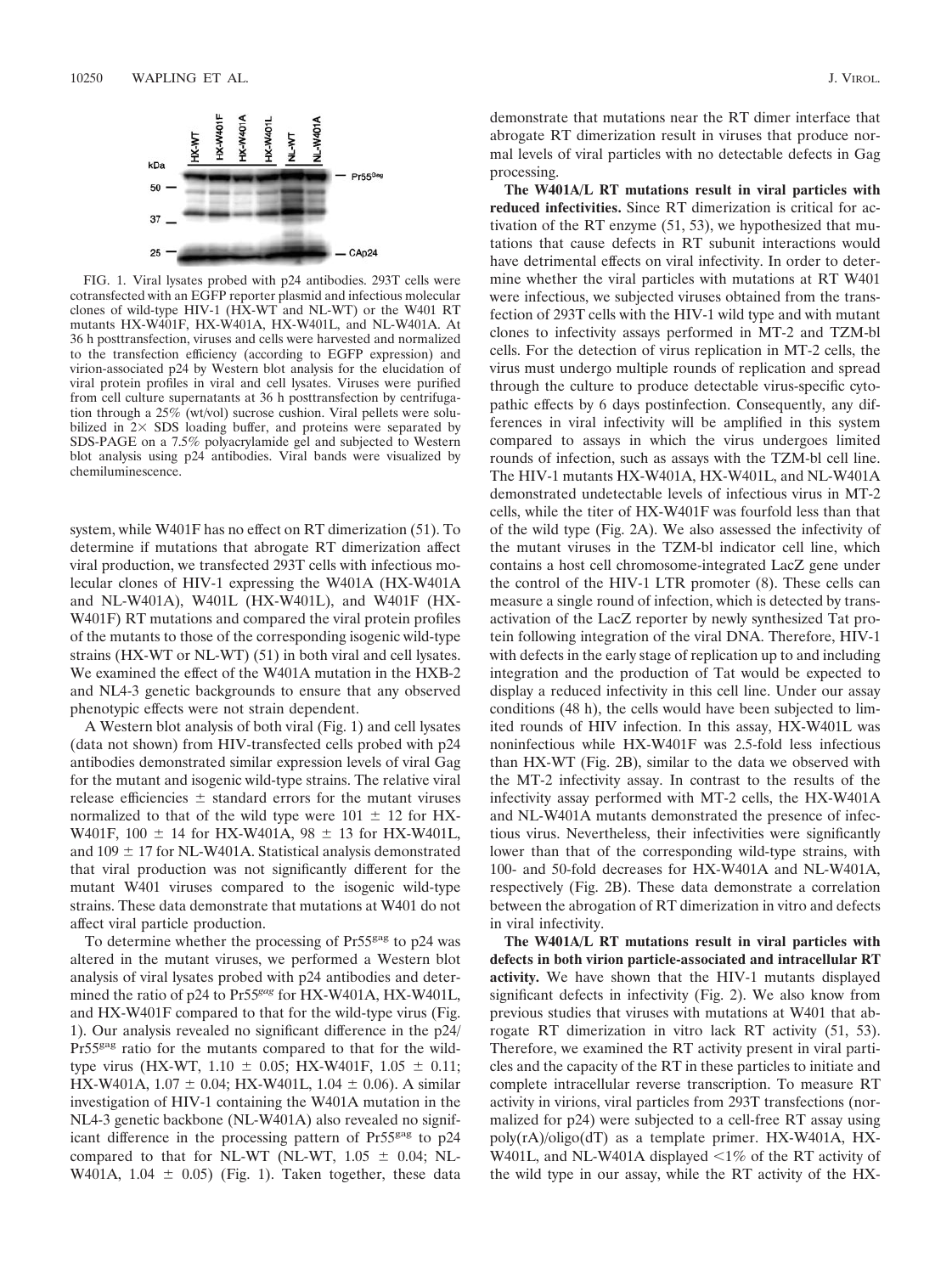FIG. 1. Viral lysates probed with p24 antibodies. 293T cells were cotransfected with an EGFP reporter plasmid and infectious molecular clones of wild-type HIV-1 (HX-WT and NL-WT) or the W401 RT mutants HX-W401F, HX-W401A, HX-W401L, and NL-W401A. At 36 h posttransfection, viruses and cells were harvested and normalized to the transfection efficiency (according to EGFP expression) and virion-associated p24 by Western blot analysis for the elucidation of viral protein profiles in viral and cell lysates. Viruses were purified from cell culture supernatants at 36 h posttransfection by centrifugation through a 25% (wt/vol) sucrose cushion. Viral pellets were solubilized in 2× SDS loading buffer, and proteins were separated by SDS-PAGE on a 7.5% polyacrylamide gel and subjected to Western blot analysis using p24 antibodies. Viral bands were visualized by chemiluminescence.

system, while W401F has no effect on RT dimerization (51). To determine if mutations that abrogate RT dimerization affect viral production, we transfected 293T cells with infectious molecular clones of HIV-1 expressing the W401A (HX-W401A and NL-W401A), W401L (HX-W401L), and W401F (HX-W401F) RT mutations and compared the viral protein profiles of the mutants to those of the corresponding isogenic wild-type strains (HX-WT or NL-WT) (51) in both viral and cell lysates. We examined the effect of the W401A mutation in the HXB-2 and NL4-3 genetic backgrounds to ensure that any observed phenotypic effects were not strain dependent.

A Western blot analysis of both viral (Fig. 1) and cell lysates (data not shown) from HIV-transfected cells probed with p24 antibodies demonstrated similar expression levels of viral Gag for the mutant and isogenic wild-type strains. The relative viral release efficiencies ± standard errors for the mutant viruses normalized to that of the wild type were 101 ± 12 for HX-W401F, 100 ± 14 for HX-W401A, 98 ± 13 for HX-W401L, and 109 ± 17 for NL-W401A. Statistical analysis demonstrated that viral production was not significantly different for the mutant W401 viruses compared to the isogenic wild-type strains. These data demonstrate that mutations at W401 do not affect viral particle production.

To determine whether the processing of $Pr55^{gag}$ to p24 was altered in the mutant viruses, we performed a Western blot analysis of viral lysates probed with p24 antibodies and determined the ratio of p24 to $Pr55^{gag}$ for HX-W401A, HX-W401L, and HX-W401F compared to that for the wild-type virus (Fig. 1). Our analysis revealed no significant difference in the p24/$Pr55^{gag}$ ratio for the mutants compared to that for the wild-type virus (HX-WT, 1.10 ± 0.05; HX-W401F, 1.05 ± 0.11; HX-W401A, 1.07 ± 0.04; HX-W401L, 1.04 ± 0.06). A similar investigation of HIV-1 containing the W401A mutation in the NL4-3 genetic backbone (NL-W401A) also revealed no significant difference in the processing pattern of $Pr55^{gag}$ to p24 compared to that for NL-WT (NL-WT, 1.05 ± 0.04; NL-W401A, 1.04 ± 0.05) (Fig. 1). Taken together, these data demonstrate that mutations near the RT dimer interface that abrogate RT dimerization result in viruses that produce normal levels of viral particles with no detectable defects in Gag processing.

**The W401A/L RT mutations result in viral particles with reduced infectivities.** Since RT dimerization is critical for activation of the RT enzyme (51, 53), we hypothesized that mutations that cause defects in RT subunit interactions would have detrimental effects on viral infectivity. In order to determine whether the viral particles with mutations at RT W401 were infectious, we subjected viruses obtained from the transfection of 293T cells with the HIV-1 wild type and with mutant clones to infectivity assays performed in MT-2 and TZM-bl cells. For the detection of virus replication in MT-2 cells, the virus must undergo multiple rounds of replication and spread through the culture to produce detectable virus-specific cytopathic effects by 6 days postinfection. Consequently, any differences in viral infectivity will be amplified in this system compared to assays in which the virus undergoes limited rounds of infection, such as assays with the TZM-bl cell line. The HIV-1 mutants HX-W401A, HX-W401L, and NL-W401A demonstrated undetectable levels of infectious virus in MT-2 cells, while the titer of HX-W401F was fourfold less than that of the wild type (Fig. 2A). We also assessed the infectivity of the mutant viruses in the TZM-bl indicator cell line, which contains a host cell chromosome-integrated LacZ gene under the control of the HIV-1 LTR promoter (8). These cells can measure a single round of infection, which is detected by transactivation of the LacZ reporter by newly synthesized Tat protein following integration of the viral DNA. Therefore, HIV-1 with defects in the early stage of replication up to and including integration and the production of Tat would be expected to display a reduced infectivity in this cell line. Under our assay conditions (48 h), the cells would have been subjected to limited rounds of HIV infection. In this assay, HX-W401L was noninfectious while HX-W401F was 2.5-fold less infectious than HX-WT (Fig. 2B), similar to the data we observed with the MT-2 infectivity assay. In contrast to the results of the infectivity assay performed with MT-2 cells, the HX-W401A and NL-W401A mutants demonstrated the presence of infectious virus. Nevertheless, their infectivities were significantly lower than that of the corresponding wild-type strains, with 100- and 50-fold decreases for HX-W401A and NL-W401A, respectively (Fig. 2B). These data demonstrate a correlation between the abrogation of RT dimerization in vitro and defects in viral infectivity.

**The W401A/L RT mutations result in viral particles with defects in both virion particle-associated and intracellular RT activity.** We have shown that the HIV-1 mutants displayed significant defects in infectivity (Fig. 2). We also know from previous studies that viruses with mutations at W401 that abrogate RT dimerization in vitro lack RT activity (51, 53). Therefore, we examined the RT activity present in viral particles and the capacity of the RT in these particles to initiate and complete intracellular reverse transcription. To measure RT activity in virions, viral particles from 293T transfections (normalized for p24) were subjected to a cell-free RT assay using poly(rA)/oligo(dT) as a template primer. HX-W401A, HX-W401L, and NL-W401A displayed <1% of the RT activity of the wild type in our assay, while the RT activity of the HX-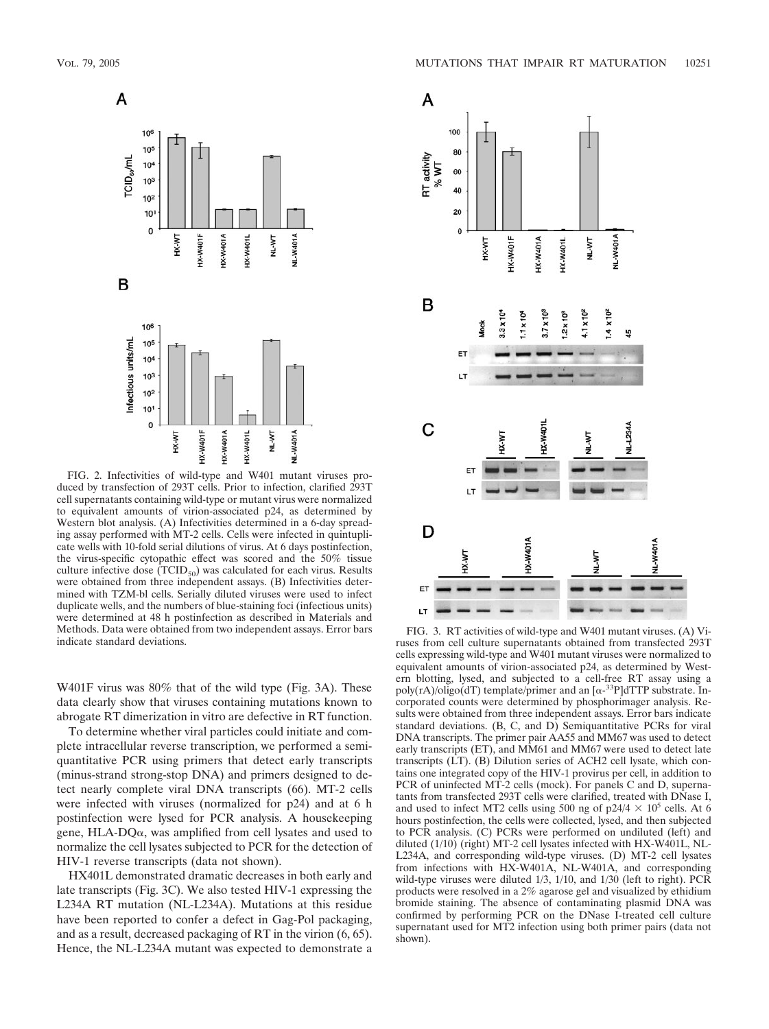FIG. 2. Infectivities of wild-type and W401 mutant viruses produced by transfection of 293T cells. Prior to infection, clarified 293T cell supernatants containing wild-type or mutant virus were normalized to equivalent amounts of virion-associated p24, as determined by Western blot analysis. (A) Infectivities determined in a 6-day spreading assay performed with MT-2 cells. Cells were infected in quintuplicate wells with 10-fold serial dilutions of virus. At 6 days postinfection, the virus-specific cytopathic effect was scored and the 50% tissue culture infective dose ($TCID_{50}$) was calculated for each virus. Results were obtained from three independent assays. (B) Infectivities determined with TZM-bl cells. Serially diluted viruses were used to infect duplicate wells, and the numbers of blue-staining foci (infectious units) were determined at 48 h postinfection as described in Materials and Methods. Data were obtained from two independent assays. Error bars indicate standard deviations.

W401F virus was 80% that of the wild type (Fig. 3A). These data clearly show that viruses containing mutations known to abrogate RT dimerization in vitro are defective in RT function.

To determine whether viral particles could initiate and complete intracellular reverse transcription, we performed a semiquantitative PCR using primers that detect early transcripts (minus-strand strong-stop DNA) and primers designed to detect nearly complete viral DNA transcripts (66). MT-2 cells were infected with viruses (normalized for p24) and at 6 h postinfection were lysed for PCR analysis. A housekeeping gene, HLA-DQα, was amplified from cell lysates and used to normalize the cell lysates subjected to PCR for the detection of HIV-1 reverse transcripts (data not shown).

HX401L demonstrated dramatic decreases in both early and late transcripts (Fig. 3C). We also tested HIV-1 expressing the L234A RT mutation (NL-L234A). Mutations at this residue have been reported to confer a defect in Gag-Pol packaging, and as a result, decreased packaging of RT in the virion (6, 65). Hence, the NL-L234A mutant was expected to demonstrate a

FIG. 3. RT activities of wild-type and W401 mutant viruses. (A) Viruses from cell culture supernatants obtained from transfected 293T cells expressing wild-type and W401 mutant viruses were normalized to equivalent amounts of virion-associated p24, as determined by Western blotting, lysed, and subjected to a cell-free RT assay using a poly(rA)/oligo(dT) template/primer and an [$\alpha$-$^{33}$P]dTTP substrate. Incorporated counts were determined by phosphorimager analysis. Results were obtained from three independent assays. Error bars indicate standard deviations. (B, C, and D) Semiquantitative PCRs for viral DNA transcripts. The primer pair AA55 and MM67 was used to detect early transcripts (ET), and MM61 and MM67 were used to detect late transcripts (LT). (B) Dilution series of ACH2 cell lysate, which contains one integrated copy of the HIV-1 provirus per cell, in addition to PCR of uninfected MT-2 cells (mock). For panels C and D, supernatants from transfected 293T cells were clarified, treated with DNase I, and used to infect MT2 cells using 500 ng of p24/4 × $10^5$ cells. At 6 hours postinfection, the cells were collected, lysed, and then subjected to PCR analysis. (C) PCRs were performed on undiluted (left) and diluted (1/10) (right) MT-2 cell lysates infected with HX-W401L, NL-L234A, and corresponding wild-type viruses. (D) MT-2 cell lysates from infections with HX-W401A, NL-W401A, and corresponding wild-type viruses were diluted 1/3, 1/10, and 1/30 (left to right). PCR products were resolved in a 2% agarose gel and visualized by ethidium bromide staining. The absence of contaminating plasmid DNA was confirmed by performing PCR on the DNase I-treated cell culture supernatant used for MT2 infection using both primer pairs (data not shown).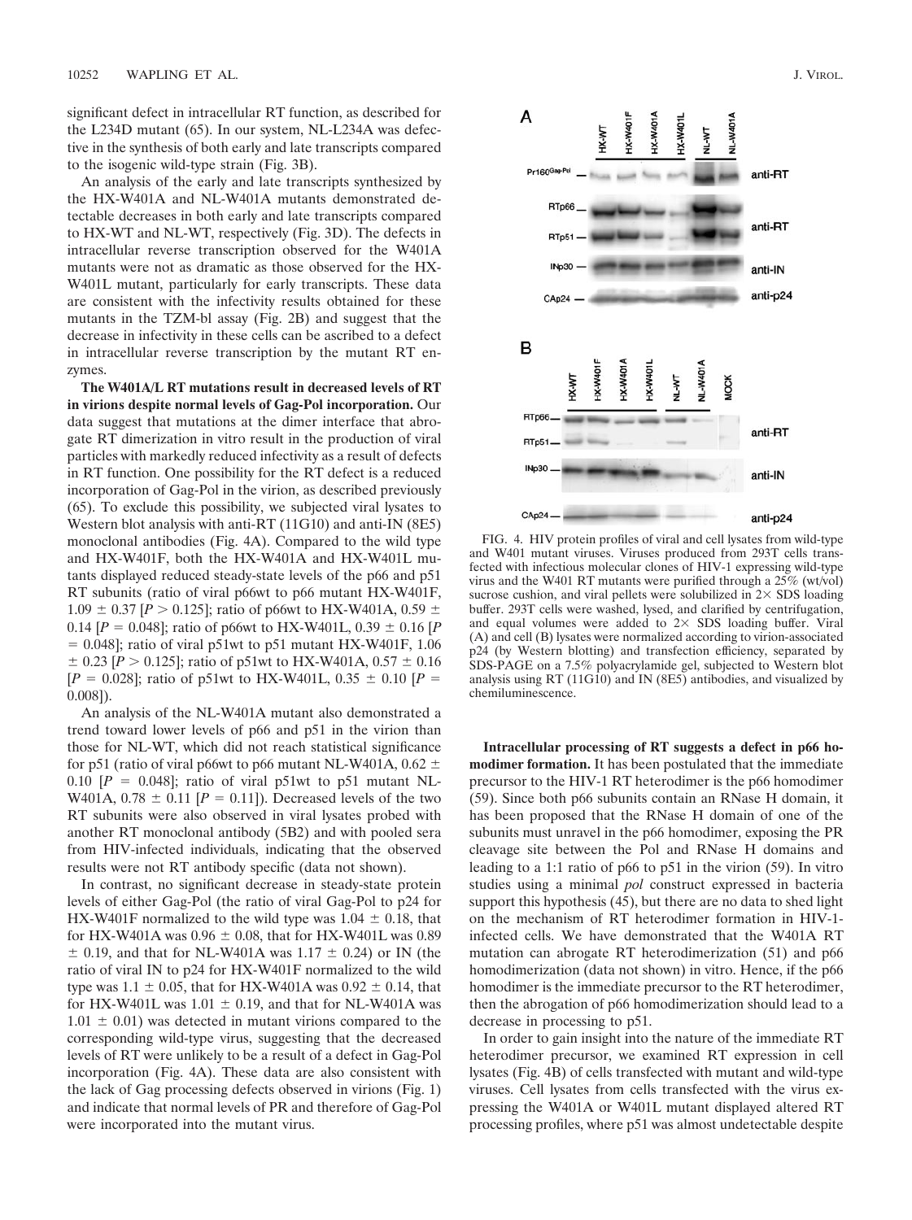significant defect in intracellular RT function, as described for the L234D mutant (65). In our system, NL-L234A was defective in the synthesis of both early and late transcripts compared to the isogenic wild-type strain (Fig. 3B).

An analysis of the early and late transcripts synthesized by the HX-W401A and NL-W401A mutants demonstrated detectable decreases in both early and late transcripts compared to HX-WT and NL-WT, respectively (Fig. 3D). The defects in intracellular reverse transcription observed for the W401A mutants were not as dramatic as those observed for the HX-W401L mutant, particularly for early transcripts. These data are consistent with the infectivity results obtained for these mutants in the TZM-bl assay (Fig. 2B) and suggest that the decrease in infectivity in these cells can be ascribed to a defect in intracellular reverse transcription by the mutant RT enzymes.

**The W401A/L RT mutations result in decreased levels of RT in virions despite normal levels of Gag-Pol incorporation.** Our data suggest that mutations at the dimer interface that abrogate RT dimerization in vitro result in the production of viral particles with markedly reduced infectivity as a result of defects in RT function. One possibility for the RT defect is a reduced incorporation of Gag-Pol in the virion, as described previously (65). To exclude this possibility, we subjected viral lysates to Western blot analysis with anti-RT (11G10) and anti-IN (8E5) monoclonal antibodies (Fig. 4A). Compared to the wild type and HX-W401F, both the HX-W401A and HX-W401L mutants displayed reduced steady-state levels of the p66 and p51 RT subunits (ratio of viral p66wt to p66 mutant HX-W401F, 1.09 ± 0.37 [$P > 0.125$]; ratio of p66wt to HX-W401A, 0.59 ± 0.14 [$P = 0.048$]; ratio of p66wt to HX-W401L, 0.39 ± 0.16 [$P = 0.048$]; ratio of viral p51wt to p51 mutant HX-W401F, 1.06 ± 0.23 [$P > 0.125$]; ratio of p51wt to HX-W401A, 0.57 ± 0.16 [$P = 0.028$]; ratio of p51wt to HX-W401L, 0.35 ± 0.10 [$P = 0.008$]).

An analysis of the NL-W401A mutant also demonstrated a trend toward lower levels of p66 and p51 in the virion than those for NL-WT, which did not reach statistical significance for p51 (ratio of viral p66wt to p66 mutant NL-W401A, 0.62 ± 0.10 [$P = 0.048$]; ratio of viral p51wt to p51 mutant NL-W401A, 0.78 ± 0.11 [$P = 0.11$]). Decreased levels of the two RT subunits were also observed in viral lysates probed with another RT monoclonal antibody (5B2) and with pooled sera from HIV-infected individuals, indicating that the observed results were not RT antibody specific (data not shown).

In contrast, no significant decrease in steady-state protein levels of either Gag-Pol (the ratio of viral Gag-Pol to p24 for HX-W401F normalized to the wild type was 1.04 ± 0.18, that for HX-W401A was 0.96 ± 0.08, that for HX-W401L was 0.89 ± 0.19, and that for NL-W401A was 1.17 ± 0.24) or IN (the ratio of viral IN to p24 for HX-W401F normalized to the wild type was 1.1 ± 0.05, that for HX-W401A was 0.92 ± 0.14, that for HX-W401L was 1.01 ± 0.19, and that for NL-W401A was 1.01 ± 0.01) was detected in mutant virions compared to the corresponding wild-type virus, suggesting that the decreased levels of RT were unlikely to be a result of a defect in Gag-Pol incorporation (Fig. 4A). These data are also consistent with the lack of Gag processing defects observed in virions (Fig. 1) and indicate that normal levels of PR and therefore of Gag-Pol were incorporated into the mutant virus.

FIG. 4. HIV protein profiles of viral and cell lysates from wild-type and W401 mutant viruses. Viruses produced from 293T cells transfected with infectious molecular clones of HIV-1 expressing wild-type virus and the W401 RT mutants were purified through a 25% (wt/vol) sucrose cushion, and viral pellets were solubilized in 2× SDS loading buffer. 293T cells were washed, lysed, and clarified by centrifugation, and equal volumes were added to 2× SDS loading buffer. Viral (A) and cell (B) lysates were normalized according to virion-associated p24 (by Western blotting) and transfection efficiency, separated by SDS-PAGE on a 7.5% polyacrylamide gel, subjected to Western blot analysis using RT (11G10) and IN (8E5) antibodies, and visualized by chemiluminescence.

**Intracellular processing of RT suggests a defect in p66 homodimer formation.** It has been postulated that the immediate precursor to the HIV-1 RT heterodimer is the p66 homodimer (59). Since both p66 subunits contain an RNase H domain, it has been proposed that the RNase H domain of one of the subunits must unravel in the p66 homodimer, exposing the PR cleavage site between the Pol and RNase H domains and leading to a 1:1 ratio of p66 to p51 in the virion (59). In vitro studies using a minimal *pol* construct expressed in bacteria support this hypothesis (45), but there are no data to shed light on the mechanism of RT heterodimer formation in HIV-1-infected cells. We have demonstrated that the W401A RT mutation can abrogate RT heterodimerization (51) and p66 homodimerization (data not shown) in vitro. Hence, if the p66 homodimer is the immediate precursor to the RT heterodimer, then the abrogation of p66 homodimerization should lead to a decrease in processing to p51.

In order to gain insight into the nature of the immediate RT heterodimer precursor, we examined RT expression in cell lysates (Fig. 4B) of cells transfected with mutant and wild-type viruses. Cell lysates from cells transfected with the virus expressing the W401A or W401L mutant displayed altered RT processing profiles, where p51 was almost undetectable despite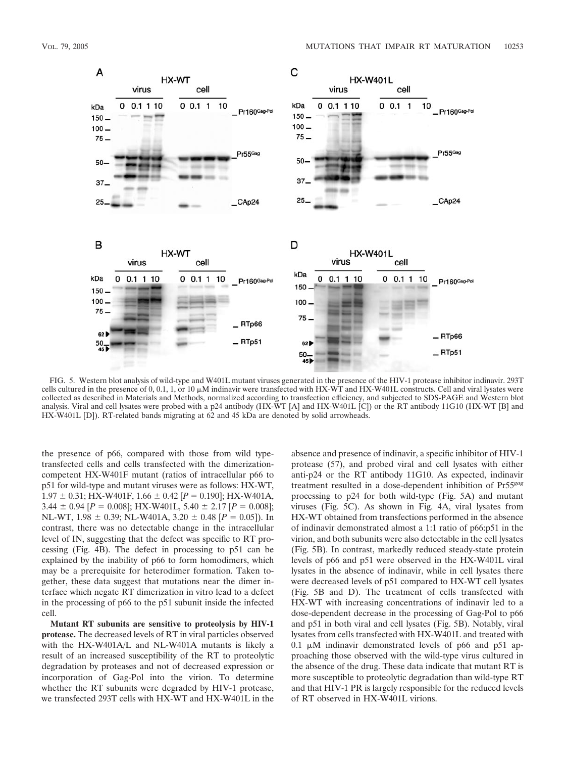FIG. 5. Western blot analysis of wild-type and W401L mutant viruses generated in the presence of the HIV-1 protease inhibitor indinavir. 293T cells cultured in the presence of 0, 0.1, 1, or 10 μM indinavir were transfected with HX-WT and HX-W401L constructs. Cell and viral lysates were collected as described in Materials and Methods, normalized according to transfection efficiency, and subjected to SDS-PAGE and Western blot analysis. Viral and cell lysates were probed with a p24 antibody (HX-WT [A] and HX-W401L [C]) or the RT antibody 11G10 (HX-WT [B] and HX-W401L [D]). RT-related bands migrating at 62 and 45 kDa are denoted by solid arrowheads.

the presence of p66, compared with those from wild type-transfected cells and cells transfected with the dimerization-competent HX-W401F mutant (ratios of intracellular p66 to p51 for wild-type and mutant viruses were as follows: HX-WT, 1.97 ± 0.31; HX-W401F, 1.66 ± 0.42 [$P = 0.190$]; HX-W401A, 3.44 ± 0.94 [$P = 0.008$]; HX-W401L, 5.40 ± 2.17 [$P = 0.008$]; NL-WT, 1.98 ± 0.39; NL-W401A, 3.20 ± 0.48 [$P = 0.05$]). In contrast, there was no detectable change in the intracellular level of IN, suggesting that the defect was specific to RT processing (Fig. 4B). The defect in processing to p51 can be explained by the inability of p66 to form homodimers, which may be a prerequisite for heterodimer formation. Taken together, these data suggest that mutations near the dimer interface which negate RT dimerization in vitro lead to a defect in the processing of p66 to the p51 subunit inside the infected cell.

**Mutant RT subunits are sensitive to proteolysis by HIV-1 protease.** The decreased levels of RT in viral particles observed with the HX-W401A/L and NL-W401A mutants is likely a result of an increased susceptibility of the RT to proteolytic degradation by proteases and not of decreased expression or incorporation of Gag-Pol into the virion. To determine whether the RT subunits were degraded by HIV-1 protease, we transfected 293T cells with HX-WT and HX-W401L in the absence and presence of indinavir, a specific inhibitor of HIV-1 protease (57), and probed viral and cell lysates with either anti-p24 or the RT antibody 11G10. As expected, indinavir treatment resulted in a dose-dependent inhibition of Pr55*gag* processing to p24 for both wild-type (Fig. 5A) and mutant viruses (Fig. 5C). As shown in Fig. 4A, viral lysates from HX-WT obtained from transfections performed in the absence of indinavir demonstrated almost a 1:1 ratio of p66:p51 in the virion, and both subunits were also detectable in the cell lysates (Fig. 5B). In contrast, markedly reduced steady-state protein levels of p66 and p51 were observed in the HX-W401L viral lysates in the absence of indinavir, while in cell lysates there were decreased levels of p51 compared to HX-WT cell lysates (Fig. 5B and D). The treatment of cells transfected with HX-WT with increasing concentrations of indinavir led to a dose-dependent decrease in the processing of Gag-Pol to p66 and p51 in both viral and cell lysates (Fig. 5B). Notably, viral lysates from cells transfected with HX-W401L and treated with 0.1 μM indinavir demonstrated levels of p66 and p51 approaching those observed with the wild-type virus cultured in the absence of the drug. These data indicate that mutant RT is more susceptible to proteolytic degradation than wild-type RT and that HIV-1 PR is largely responsible for the reduced levels of RT observed in HX-W401L virions.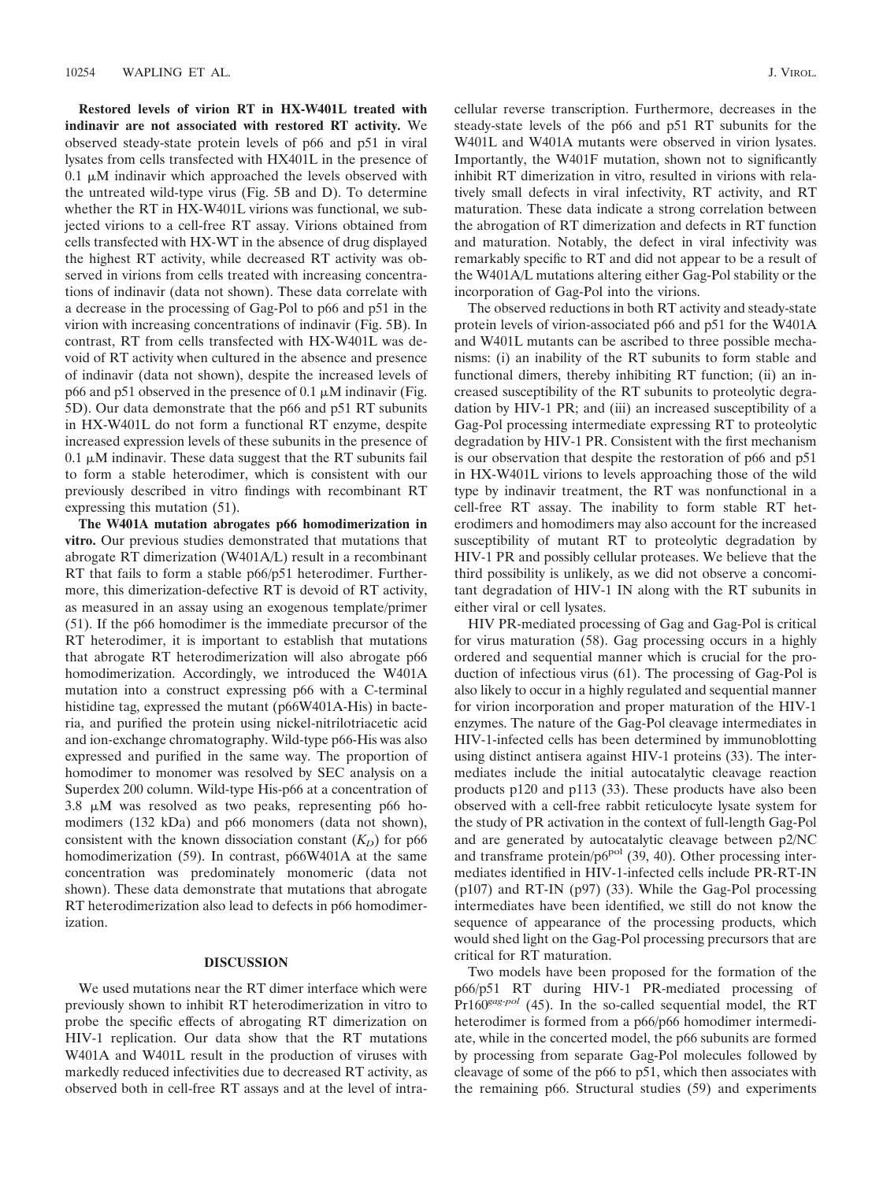**Restored levels of virion RT in HX-W401L treated with indinavir are not associated with restored RT activity.** We observed steady-state protein levels of p66 and p51 in viral lysates from cells transfected with HX401L in the presence of 0.1 μM indinavir which approached the levels observed with the untreated wild-type virus (Fig. 5B and D). To determine whether the RT in HX-W401L virions was functional, we subjected virions to a cell-free RT assay. Virions obtained from cells transfected with HX-WT in the absence of drug displayed the highest RT activity, while decreased RT activity was observed in virions from cells treated with increasing concentrations of indinavir (data not shown). These data correlate with a decrease in the processing of Gag-Pol to p66 and p51 in the virion with increasing concentrations of indinavir (Fig. 5B). In contrast, RT from cells transfected with HX-W401L was devoid of RT activity when cultured in the absence and presence of indinavir (data not shown), despite the increased levels of p66 and p51 observed in the presence of 0.1 μM indinavir (Fig. 5D). Our data demonstrate that the p66 and p51 RT subunits in HX-W401L do not form a functional RT enzyme, despite increased expression levels of these subunits in the presence of 0.1 μM indinavir. These data suggest that the RT subunits fail to form a stable heterodimer, which is consistent with our previously described in vitro findings with recombinant RT expressing this mutation (51).

**The W401A mutation abrogates p66 homodimerization in vitro.** Our previous studies demonstrated that mutations that abrogate RT dimerization (W401A/L) result in a recombinant RT that fails to form a stable p66/p51 heterodimer. Furthermore, this dimerization-defective RT is devoid of RT activity, as measured in an assay using an exogenous template/primer (51). If the p66 homodimer is the immediate precursor of the RT heterodimer, it is important to establish that mutations that abrogate RT heterodimerization will also abrogate p66 homodimerization. Accordingly, we introduced the W401A mutation into a construct expressing p66 with a C-terminal histidine tag, expressed the mutant (p66W401A-His) in bacteria, and purified the protein using nickel-nitrilotriacetic acid and ion-exchange chromatography. Wild-type p66-His was also expressed and purified in the same way. The proportion of homodimer to monomer was resolved by SEC analysis on a Superdex 200 column. Wild-type His-p66 at a concentration of 3.8 μM was resolved as two peaks, representing p66 homodimers (132 kDa) and p66 monomers (data not shown), consistent with the known dissociation constant ($K_D$) for p66 homodimerization (59). In contrast, p66W401A at the same concentration was predominately monomeric (data not shown). These data demonstrate that mutations that abrogate RT heterodimerization also lead to defects in p66 homodimerization.

## DISCUSSION

We used mutations near the RT dimer interface which were previously shown to inhibit RT heterodimerization in vitro to probe the specific effects of abrogating RT dimerization on HIV-1 replication. Our data show that the RT mutations W401A and W401L result in the production of viruses with markedly reduced infectivities due to decreased RT activity, as observed both in cell-free RT assays and at the level of intracellular reverse transcription. Furthermore, decreases in the steady-state levels of the p66 and p51 RT subunits for the W401L and W401A mutants were observed in virion lysates. Importantly, the W401F mutation, shown not to significantly inhibit RT dimerization in vitro, resulted in virions with relatively small defects in viral infectivity, RT activity, and RT maturation. These data indicate a strong correlation between the abrogation of RT dimerization and defects in RT function and maturation. Notably, the defect in viral infectivity was remarkably specific to RT and did not appear to be a result of the W401A/L mutations altering either Gag-Pol stability or the incorporation of Gag-Pol into the virions.

The observed reductions in both RT activity and steady-state protein levels of virion-associated p66 and p51 for the W401A and W401L mutants can be ascribed to three possible mechanisms: (i) an inability of the RT subunits to form stable and functional dimers, thereby inhibiting RT function; (ii) an increased susceptibility of the RT subunits to proteolytic degradation by HIV-1 PR; and (iii) an increased susceptibility of a Gag-Pol processing intermediate expressing RT to proteolytic degradation by HIV-1 PR. Consistent with the first mechanism is our observation that despite the restoration of p66 and p51 in HX-W401L virions to levels approaching those of the wild type by indinavir treatment, the RT was nonfunctional in a cell-free RT assay. The inability to form stable RT heterodimers and homodimers may also account for the increased susceptibility of mutant RT to proteolytic degradation by HIV-1 PR and possibly cellular proteases. We believe that the third possibility is unlikely, as we did not observe a concomitant degradation of HIV-1 IN along with the RT subunits in either viral or cell lysates.

HIV PR-mediated processing of Gag and Gag-Pol is critical for virus maturation (58). Gag processing occurs in a highly ordered and sequential manner which is crucial for the production of infectious virus (61). The processing of Gag-Pol is also likely to occur in a highly regulated and sequential manner for virion incorporation and proper maturation of the HIV-1 enzymes. The nature of the Gag-Pol cleavage intermediates in HIV-1-infected cells has been determined by immunoblotting using distinct antisera against HIV-1 proteins (33). The intermediates include the initial autocatalytic cleavage reaction products p120 and p113 (33). These products have also been observed with a cell-free rabbit reticulocyte lysate system for the study of PR activation in the context of full-length Gag-Pol and are generated by autocatalytic cleavage between p2/NC and transframe protein/$p6^{pol}$ (39, 40). Other processing intermediates identified in HIV-1-infected cells include PR-RT-IN (p107) and RT-IN (p97) (33). While the Gag-Pol processing intermediates have been identified, we still do not know the sequence of appearance of the processing products, which would shed light on the Gag-Pol processing precursors that are critical for RT maturation.

Two models have been proposed for the formation of the p66/p51 RT during HIV-1 PR-mediated processing of Pr160*gag-pol* (45). In the so-called sequential model, the RT heterodimer is formed from a p66/p66 homodimer intermediate, while in the concerted model, the p66 subunits are formed by processing from separate Gag-Pol molecules followed by cleavage of some of the p66 to p51, which then associates with the remaining p66. Structural studies (59) and experiments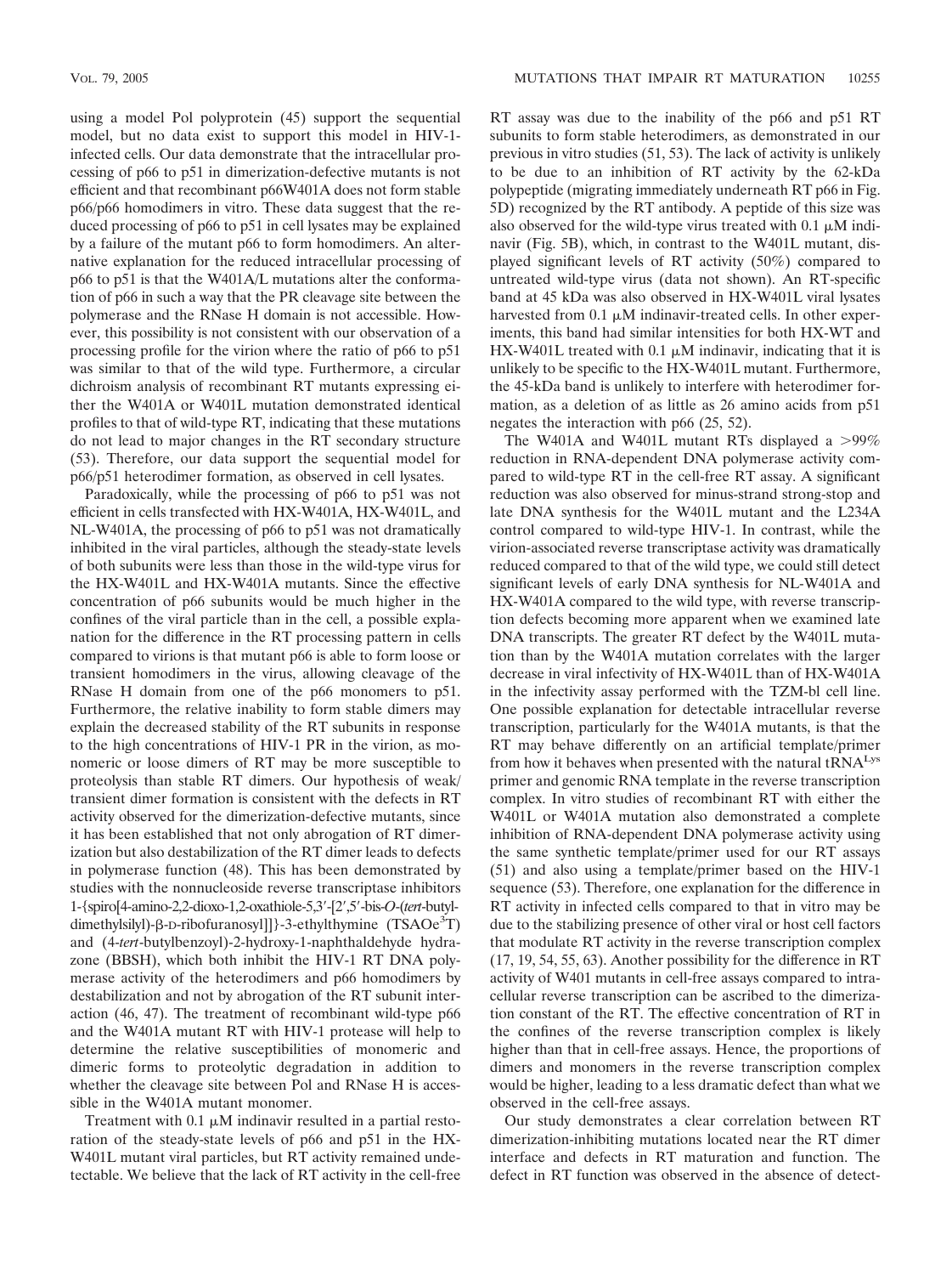using a model Pol polyprotein (45) support the sequential model, but no data exist to support this model in HIV-1-infected cells. Our data demonstrate that the intracellular processing of p66 to p51 in dimerization-defective mutants is not efficient and that recombinant p66W401A does not form stable p66/p66 homodimers in vitro. These data suggest that the reduced processing of p66 to p51 in cell lysates may be explained by a failure of the mutant p66 to form homodimers. An alternative explanation for the reduced intracellular processing of p66 to p51 is that the W401A/L mutations alter the conformation of p66 in such a way that the PR cleavage site between the polymerase and the RNase H domain is not accessible. However, this possibility is not consistent with our observation of a processing profile for the virion where the ratio of p66 to p51 was similar to that of the wild type. Furthermore, a circular dichroism analysis of recombinant RT mutants expressing either the W401A or W401L mutation demonstrated identical profiles to that of wild-type RT, indicating that these mutations do not lead to major changes in the RT secondary structure (53). Therefore, our data support the sequential model for p66/p51 heterodimer formation, as observed in cell lysates.

Paradoxically, while the processing of p66 to p51 was not efficient in cells transfected with HX-W401A, HX-W401L, and NL-W401A, the processing of p66 to p51 was not dramatically inhibited in the viral particles, although the steady-state levels of both subunits were less than those in the wild-type virus for the HX-W401L and HX-W401A mutants. Since the effective concentration of p66 subunits would be much higher in the confines of the viral particle than in the cell, a possible explanation for the difference in the RT processing pattern in cells compared to virions is that mutant p66 is able to form loose or transient homodimers in the virus, allowing cleavage of the RNase H domain from one of the p66 monomers to p51. Furthermore, the relative inability to form stable dimers may explain the decreased stability of the RT subunits in response to the high concentrations of HIV-1 PR in the virion, as monomeric or loose dimers of RT may be more susceptible to proteolysis than stable RT dimers. Our hypothesis of weak/transient dimer formation is consistent with the defects in RT activity observed for the dimerization-defective mutants, since it has been established that not only abrogation of RT dimerization but also destabilization of the RT dimer leads to defects in polymerase function (48). This has been demonstrated by studies with the nonnucleoside reverse transcriptase inhibitors 1-{spiro[4-amino-2,2-dioxo-1,2-oxathiole-5,3′-[2′,5′-bis-*O*-(*tert*-butyldimethylsilyl)-β-D-ribofuranosyl]]}-3-ethylthymine (TSAOe$^{3}$T) and (4-*tert*-butylbenzoyl)-2-hydroxy-1-naphthaldehyde hydrazone (BBSH), which both inhibit the HIV-1 RT DNA polymerase activity of the heterodimers and p66 homodimers by destabilization and not by abrogation of the RT subunit interaction (46, 47). The treatment of recombinant wild-type p66 and the W401A mutant RT with HIV-1 protease will help to determine the relative susceptibilities of monomeric and dimeric forms to proteolytic degradation in addition to whether the cleavage site between Pol and RNase H is accessible in the W401A mutant monomer.

Treatment with 0.1 μM indinavir resulted in a partial restoration of the steady-state levels of p66 and p51 in the HX-W401L mutant viral particles, but RT activity remained undetectable. We believe that the lack of RT activity in the cell-free RT assay was due to the inability of the p66 and p51 RT subunits to form stable heterodimers, as demonstrated in our previous in vitro studies (51, 53). The lack of activity is unlikely to be due to an inhibition of RT activity by the 62-kDa polypeptide (migrating immediately underneath RT p66 in Fig. 5D) recognized by the RT antibody. A peptide of this size was also observed for the wild-type virus treated with 0.1 μM indinavir (Fig. 5B), which, in contrast to the W401L mutant, displayed significant levels of RT activity (50%) compared to untreated wild-type virus (data not shown). An RT-specific band at 45 kDa was also observed in HX-W401L viral lysates harvested from 0.1 μM indinavir-treated cells. In other experiments, this band had similar intensities for both HX-WT and HX-W401L treated with 0.1 μM indinavir, indicating that it is unlikely to be specific to the HX-W401L mutant. Furthermore, the 45-kDa band is unlikely to interfere with heterodimer formation, as a deletion of as little as 26 amino acids from p51 negates the interaction with p66 (25, 52).

The W401A and W401L mutant RTs displayed a >99% reduction in RNA-dependent DNA polymerase activity compared to wild-type RT in the cell-free RT assay. A significant reduction was also observed for minus-strand strong-stop and late DNA synthesis for the W401L mutant and the L234A control compared to wild-type HIV-1. In contrast, while the virion-associated reverse transcriptase activity was dramatically reduced compared to that of the wild type, we could still detect significant levels of early DNA synthesis for NL-W401A and HX-W401A compared to the wild type, with reverse transcription defects becoming more apparent when we examined late DNA transcripts. The greater RT defect by the W401L mutation than by the W401A mutation correlates with the larger decrease in viral infectivity of HX-W401L than of HX-W401A in the infectivity assay performed with the TZM-bl cell line. One possible explanation for detectable intracellular reverse transcription, particularly for the W401A mutants, is that the RT may behave differently on an artificial template/primer from how it behaves when presented with the natural tRNA$^{Lys}$ primer and genomic RNA template in the reverse transcription complex. In vitro studies of recombinant RT with either the W401L or W401A mutation also demonstrated a complete inhibition of RNA-dependent DNA polymerase activity using the same synthetic template/primer used for our RT assays (51) and also using a template/primer based on the HIV-1 sequence (53). Therefore, one explanation for the difference in RT activity in infected cells compared to that in vitro may be due to the stabilizing presence of other viral or host cell factors that modulate RT activity in the reverse transcription complex (17, 19, 54, 55, 63). Another possibility for the difference in RT activity of W401 mutants in cell-free assays compared to intracellular reverse transcription can be ascribed to the dimerization constant of the RT. The effective concentration of RT in the confines of the reverse transcription complex is likely higher than that in cell-free assays. Hence, the proportions of dimers and monomers in the reverse transcription complex would be higher, leading to a less dramatic defect than what we observed in the cell-free assays.

Our study demonstrates a clear correlation between RT dimerization-inhibiting mutations located near the RT dimer interface and defects in RT maturation and function. The defect in RT function was observed in the absence of detect-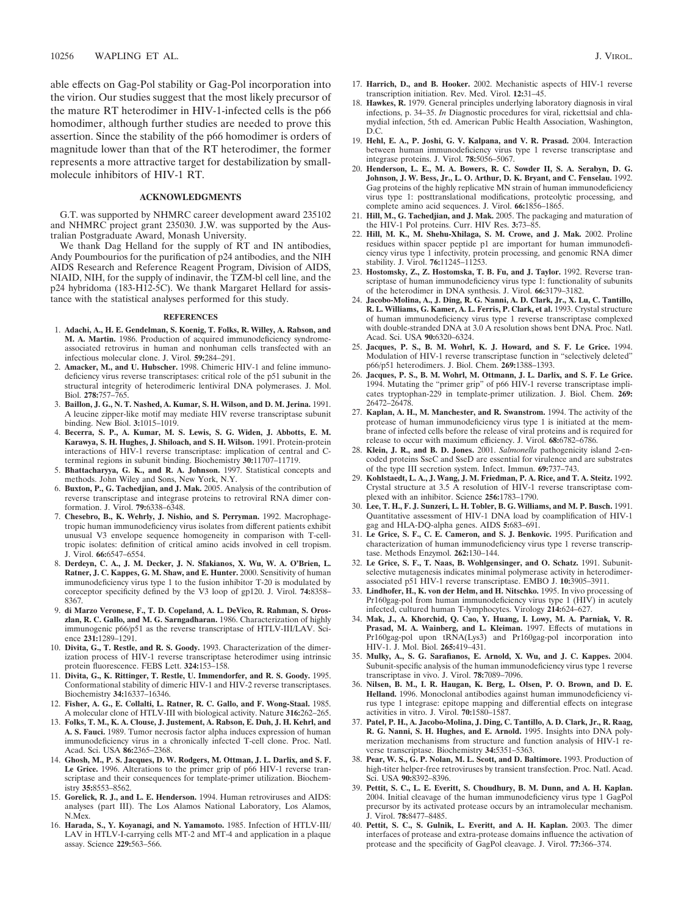able effects on Gag-Pol stability or Gag-Pol incorporation into the virion. Our studies suggest that the most likely precursor of the mature RT heterodimer in HIV-1-infected cells is the p66 homodimer, although further studies are needed to prove this assertion. Since the stability of the p66 homodimer is orders of magnitude lower than that of the RT heterodimer, the former represents a more attractive target for destabilization by small-molecule inhibitors of HIV-1 RT.

## ACKNOWLEDGMENTS

G.T. was supported by NHMRC career development award 235102 and NHMRC project grant 235030. J.W. was supported by the Australian Postgraduate Award, Monash University.

We thank Dag Helland for the supply of RT and IN antibodies, Andy Poumbourios for the purification of p24 antibodies, and the NIH AIDS Research and Reference Reagent Program, Division of AIDS, NIAID, NIH, for the supply of indinavir, the TZM-bl cell line, and the p24 hybridoma (183-H12-5C). We thank Margaret Hellard for assistance with the statistical analyses performed for this study.

## REFERENCES

1. **Adachi, A., H. E. Gendelman, S. Koenig, T. Folks, R. Willey, A. Rabson, and M. A. Martin.** 1986. Production of acquired immunodeficiency syndrome-associated retrovirus in human and nonhuman cells transfected with an infectious molecular clone. J. Virol. **59:**284–291.
2. **Amacker, M., and U. Hubscher.** 1998. Chimeric HIV-1 and feline immunodeficiency virus reverse transcriptases: critical role of the p51 subunit in the structural integrity of heterodimeric lentiviral DNA polymerases. J. Mol. Biol. **278:**757–765.
3. **Baillon, J. G., N. T. Nashed, A. Kumar, S. H. Wilson, and D. M. Jerina.** 1991. A leucine zipper-like motif may mediate HIV reverse transcriptase subunit binding. New Biol. **3:**1015–1019.
4. **Becerra, S. P., A. Kumar, M. S. Lewis, S. G. Widen, J. Abbotts, E. M. Karawya, S. H. Hughes, J. Shiloach, and S. H. Wilson.** 1991. Protein-protein interactions of HIV-1 reverse transcriptase: implication of central and C-terminal regions in subunit binding. Biochemistry **30:**11707–11719.
5. **Bhattacharyya, G. K., and R. A. Johnson.** 1997. Statistical concepts and methods. John Wiley and Sons, New York, N.Y.
6. **Buxton, P., G. Tachedjian, and J. Mak.** 2005. Analysis of the contribution of reverse transcriptase and integrase proteins to retroviral RNA dimer conformation. J. Virol. **79:**6338–6348.
7. **Chesebro, B., K. Wehrly, J. Nishio, and S. Perryman.** 1992. Macrophage-tropic human immunodeficiency virus isolates from different patients exhibit unusual V3 envelope sequence homogeneity in comparison with T-cell-tropic isolates: definition of critical amino acids involved in cell tropism. J. Virol. **66:**6547–6554.
8. **Derdeyn, C. A., J. M. Decker, J. N. Sfakianos, X. Wu, W. A. O'Brien, L. Ratner, J. C. Kappes, G. M. Shaw, and E. Hunter.** 2000. Sensitivity of human immunodeficiency virus type 1 to the fusion inhibitor T-20 is modulated by coreceptor specificity defined by the V3 loop of gp120. J. Virol. **74:**8358–8367.
9. **di Marzo Veronese, F., T. D. Copeland, A. L. DeVico, R. Rahman, S. Oroszlan, R. C. Gallo, and M. G. Sarngadharan.** 1986. Characterization of highly immunogenic p66/p51 as the reverse transcriptase of HTLV-III/LAV. Science **231:**1289–1291.
10. **Divita, G., T. Restle, and R. S. Goody.** 1993. Characterization of the dimerization process of HIV-1 reverse transcriptase heterodimer using intrinsic protein fluorescence. FEBS Lett. **324:**153–158.
11. **Divita, G., K. Rittinger, T. Restle, U. Immendorfer, and R. S. Goody.** 1995. Conformational stability of dimeric HIV-1 and HIV-2 reverse transcriptases. Biochemistry **34:**16337–16346.
12. **Fisher, A. G., E. Collalti, L. Ratner, R. C. Gallo, and F. Wong-Staal.** 1985. A molecular clone of HTLV-III with biological activity. Nature **316:**262–265.
13. **Folks, T. M., K. A. Clouse, J. Justement, A. Rabson, E. Duh, J. H. Kehrl, and A. S. Fauci.** 1989. Tumor necrosis factor alpha induces expression of human immunodeficiency virus in a chronically infected T-cell clone. Proc. Natl. Acad. Sci. USA **86:**2365–2368.
14. **Ghosh, M., P. S. Jacques, D. W. Rodgers, M. Ottman, J. L. Darlix, and S. F. Le Grice.** 1996. Alterations to the primer grip of p66 HIV-1 reverse transcriptase and their consequences for template-primer utilization. Biochemistry **35:**8553–8562.
15. **Gorelick, R. J., and L. E. Henderson.** 1994. Human retroviruses and AIDS: analyses (part III). The Los Alamos National Laboratory, Los Alamos, N.Mex.
16. **Harada, S., Y. Koyanagi, and N. Yamamoto.** 1985. Infection of HTLV-III/LAV in HTLV-I-carrying cells MT-2 and MT-4 and application in a plaque assay. Science **229:**563–566.
17. **Harrich, D., and B. Hooker.** 2002. Mechanistic aspects of HIV-1 reverse transcription initiation. Rev. Med. Virol. **12:**31–45.
18. **Hawkes, R.** 1979. General principles underlying laboratory diagnosis in viral infections, p. 34–35. *In* Diagnostic procedures for viral, rickettsial and chlamydial infection, 5th ed. American Public Health Association, Washington, D.C.
19. **Hehl, E. A., P. Joshi, G. V. Kalpana, and V. R. Prasad.** 2004. Interaction between human immunodeficiency virus type 1 reverse transcriptase and integrase proteins. J. Virol. **78:**5056–5067.
20. **Henderson, L. E., M. A. Bowers, R. C. Sowder II, S. A. Serabyn, D. G. Johnson, J. W. Bess, Jr., L. O. Arthur, D. K. Bryant, and C. Fenselau.** 1992. Gag proteins of the highly replicative MN strain of human immunodeficiency virus type 1: posttranslational modifications, proteolytic processing, and complete amino acid sequences. J. Virol. **66:**1856–1865.
21. **Hill, M., G. Tachedjian, and J. Mak.** 2005. The packaging and maturation of the HIV-1 Pol proteins. Curr. HIV Res. **3:**73–85.
22. **Hill, M. K., M. Shehu-Xhilaga, S. M. Crowe, and J. Mak.** 2002. Proline residues within spacer peptide p1 are important for human immunodeficiency virus type 1 infectivity, protein processing, and genomic RNA dimer stability. J. Virol. **76:**11245–11253.
23. **Hostomsky, Z., Z. Hostomska, T. B. Fu, and J. Taylor.** 1992. Reverse transcriptase of human immunodeficiency virus type 1: functionality of subunits of the heterodimer in DNA synthesis. J. Virol. **66:**3179–3182.
24. **Jacobo-Molina, A., J. Ding, R. G. Nanni, A. D. Clark, Jr., X. Lu, C. Tantillo, R. L. Williams, G. Kamer, A. L. Ferris, P. Clark, et al.** 1993. Crystal structure of human immunodeficiency virus type 1 reverse transcriptase complexed with double-stranded DNA at 3.0 A resolution shows bent DNA. Proc. Natl. Acad. Sci. USA **90:**6320–6324.
25. **Jacques, P. S., B. M. Wohrl, K. J. Howard, and S. F. Le Grice.** 1994. Modulation of HIV-1 reverse transcriptase function in "selectively deleted" p66/p51 heterodimers. J. Biol. Chem. **269:**1388–1393.
26. **Jacques, P. S., B. M. Wohrl, M. Ottmann, J. L. Darlix, and S. F. Le Grice.** 1994. Mutating the "primer grip" of p66 HIV-1 reverse transcriptase implicates tryptophan-229 in template-primer utilization. J. Biol. Chem. **269:** 26472–26478.
27. **Kaplan, A. H., M. Manchester, and R. Swanstrom.** 1994. The activity of the protease of human immunodeficiency virus type 1 is initiated at the membrane of infected cells before the release of viral proteins and is required for release to occur with maximum efficiency. J. Virol. **68:**6782–6786.
28. **Klein, J. R., and B. D. Jones.** 2001. *Salmonella* pathogenicity island 2-encoded proteins SseC and SseD are essential for virulence and are substrates of the type III secretion system. Infect. Immun. **69:**737–743.
29. **Kohlstaedt, L. A., J. Wang, J. M. Friedman, P. A. Rice, and T. A. Steitz.** 1992. Crystal structure at 3.5 A resolution of HIV-1 reverse transcriptase complexed with an inhibitor. Science **256:**1783–1790.
30. **Lee, T. H., F. J. Sunzeri, L. H. Tobler, B. G. Williams, and M. P. Busch.** 1991. Quantitative assessment of HIV-1 DNA load by coamplification of HIV-1 gag and HLA-DQ-alpha genes. AIDS **5:**683–691.
31. **Le Grice, S. F., C. E. Cameron, and S. J. Benkovic.** 1995. Purification and characterization of human immunodeficiency virus type 1 reverse transcriptase. Methods Enzymol. **262:**130–144.
32. **Le Grice, S. F., T. Naas, B. Wohlgensinger, and O. Schatz.** 1991. Subunit-selective mutagenesis indicates minimal polymerase activity in heterodimer-associated p51 HIV-1 reverse transcriptase. EMBO J. **10:**3905–3911.
33. **Lindhofer, H., K. von der Helm, and H. Nitschko.** 1995. In vivo processing of Pr160gag-pol from human immunodeficiency virus type 1 (HIV) in acutely infected, cultured human T-lymphocytes. Virology **214:**624–627.
34. **Mak, J., A. Khorchid, Q. Cao, Y. Huang, I. Lowy, M. A. Parniak, V. R. Prasad, M. A. Wainberg, and L. Kleiman.** 1997. Effects of mutations in Pr160gag-pol upon tRNA(Lys3) and Pr160gag-pol incorporation into HIV-1. J. Mol. Biol. **265:**419–431.
35. **Mulky, A., S. G. Sarafianos, E. Arnold, X. Wu, and J. C. Kappes.** 2004. Subunit-specific analysis of the human immunodeficiency virus type 1 reverse transcriptase in vivo. J. Virol. **78:**7089–7096.
36. **Nilsen, B. M., I. R. Haugan, K. Berg, L. Olsen, P. O. Brown, and D. E. Helland.** 1996. Monoclonal antibodies against human immunodeficiency virus type 1 integrase: epitope mapping and differential effects on integrase activities in vitro. J. Virol. **70:**1580–1587.
37. **Patel, P. H., A. Jacobo-Molina, J. Ding, C. Tantillo, A. D. Clark, Jr., R. Raag, R. G. Nanni, S. H. Hughes, and E. Arnold.** 1995. Insights into DNA polymerization mechanisms from structure and function analysis of HIV-1 reverse transcriptase. Biochemistry **34:**5351–5363.
38. **Pear, W. S., G. P. Nolan, M. L. Scott, and D. Baltimore.** 1993. Production of high-titer helper-free retroviruses by transient transfection. Proc. Natl. Acad. Sci. USA **90:**8392–8396.
39. **Pettit, S. C., L. E. Everitt, S. Choudhury, B. M. Dunn, and A. H. Kaplan.** 2004. Initial cleavage of the human immunodeficiency virus type 1 GagPol precursor by its activated protease occurs by an intramolecular mechanism. J. Virol. **78:**8477–8485.
40. **Pettit, S. C., S. Gulnik, L. Everitt, and A. H. Kaplan.** 2003. The dimer interfaces of protease and extra-protease domains influence the activation of protease and the specificity of GagPol cleavage. J. Virol. **77:**366–374.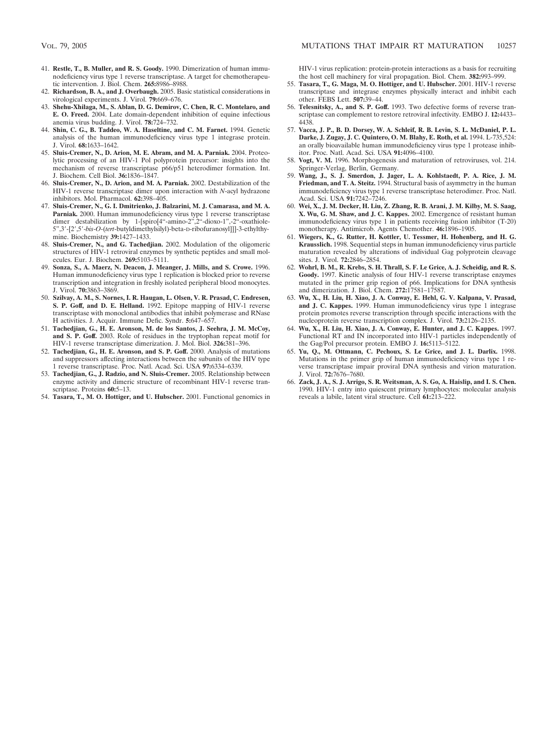41. **Restle, T., B. Muller, and R. S. Goody.** 1990. Dimerization of human immunodeficiency virus type 1 reverse transcriptase. A target for chemotherapeutic intervention. J. Biol. Chem. **265:**8986–8988.
42. **Richardson, B. A., and J. Overbaugh.** 2005. Basic statistical considerations in virological experiments. J. Virol. **79:**669–676.
43. **Shehu-Xhilaga, M., S. Ablan, D. G. Demirov, C. Chen, R. C. Montelaro, and E. O. Freed.** 2004. Late domain-dependent inhibition of equine infectious anemia virus budding. J. Virol. **78:**724–732.
44. **Shin, C. G., B. Taddeo, W. A. Haseltine, and C. M. Farnet.** 1994. Genetic analysis of the human immunodeficiency virus type 1 integrase protein. J. Virol. **68:**1633–1642.
45. **Sluis-Cremer, N., D. Arion, M. E. Abram, and M. A. Parniak.** 2004. Proteolytic processing of an HIV-1 Pol polyprotein precursor: insights into the mechanism of reverse transcriptase p66/p51 heterodimer formation. Int. J. Biochem. Cell Biol. **36:**1836–1847.
46. **Sluis-Cremer, N., D. Arion, and M. A. Parniak.** 2002. Destabilization of the HIV-1 reverse transcriptase dimer upon interaction with *N*-acyl hydrazone inhibitors. Mol. Pharmacol. **62:**398–405.
47. **Sluis-Cremer, N., G. I. Dmitrienko, J. Balzarini, M. J. Camarasa, and M. A. Parniak.** 2000. Human immunodeficiency virus type 1 reverse transcriptase dimer destabilization by 1-[spiro[4"-amino-2",2"-dioxo-1",-2"-oxathiole-5",3'-[2',5'-*bis-O*-(*tert*-butyldimethylsilyl)-beta-D-ribofuranosyl]]]-3-ethylthymine. Biochemistry **39:**1427–1433.
48. **Sluis-Cremer, N., and G. Tachedjian.** 2002. Modulation of the oligomeric structures of HIV-1 retroviral enzymes by synthetic peptides and small molecules. Eur. J. Biochem. **269:**5103–5111.
49. **Sonza, S., A. Maerz, N. Deacon, J. Meanger, J. Mills, and S. Crowe.** 1996. Human immunodeficiency virus type 1 replication is blocked prior to reverse transcription and integration in freshly isolated peripheral blood monocytes. J. Virol. **70:**3863–3869.
50. **Szilvay, A. M., S. Nornes, I. R. Haugan, L. Olsen, V. R. Prasad, C. Endresen, S. P. Goff, and D. E. Helland.** 1992. Epitope mapping of HIV-1 reverse transcriptase with monoclonal antibodies that inhibit polymerase and RNase H activities. J. Acquir. Immune Defic. Syndr. **5:**647–657.
51. **Tachedjian, G., H. E. Aronson, M. de los Santos, J. Seehra, J. M. McCoy, and S. P. Goff.** 2003. Role of residues in the tryptophan repeat motif for HIV-1 reverse transcriptase dimerization. J. Mol. Biol. **326:**381–396.
52. **Tachedjian, G., H. E. Aronson, and S. P. Goff.** 2000. Analysis of mutations and suppressors affecting interactions between the subunits of the HIV type 1 reverse transcriptase. Proc. Natl. Acad. Sci. USA **97:**6334–6339.
53. **Tachedjian, G., J. Radzio, and N. Sluis-Cremer.** 2005. Relationship between enzyme activity and dimeric structure of recombinant HIV-1 reverse transcriptase. Proteins **60:**5–13.
54. **Tasara, T., M. O. Hottiger, and U. Hubscher.** 2001. Functional genomics in HIV-1 virus replication: protein-protein interactions as a basis for recruiting the host cell machinery for viral propagation. Biol. Chem. **382:**993–999.
55. **Tasara, T., G. Maga, M. O. Hottiger, and U. Hubscher.** 2001. HIV-1 reverse transcriptase and integrase enzymes physically interact and inhibit each other. FEBS Lett. **507:**39–44.
56. **Telesnitsky, A., and S. P. Goff.** 1993. Two defective forms of reverse transcriptase can complement to restore retroviral infectivity. EMBO J. **12:**4433–4438.
57. **Vacca, J. P., B. D. Dorsey, W. A. Schleif, R. B. Levin, S. L. McDaniel, P. L. Darke, J. Zugay, J. C. Quintero, O. M. Blahy, E. Roth, et al.** 1994. L-735,524: an orally bioavailable human immunodeficiency virus type 1 protease inhibitor. Proc. Natl. Acad. Sci. USA **91:**4096–4100.
58. **Vogt, V. M.** 1996. Morphogenesis and maturation of retroviruses, vol. 214. Springer-Verlag, Berlin, Germany.
59. **Wang, J., S. J. Smerdon, J. Jager, L. A. Kohlstaedt, P. A. Rice, J. M. Friedman, and T. A. Steitz.** 1994. Structural basis of asymmetry in the human immunodeficiency virus type 1 reverse transcriptase heterodimer. Proc. Natl. Acad. Sci. USA **91:**7242–7246.
60. **Wei, X., J. M. Decker, H. Liu, Z. Zhang, R. B. Arani, J. M. Kilby, M. S. Saag, X. Wu, G. M. Shaw, and J. C. Kappes.** 2002. Emergence of resistant human immunodeficiency virus type 1 in patients receiving fusion inhibitor (T-20) monotherapy. Antimicrob. Agents Chemother. **46:**1896–1905.
61. **Wiegers, K., G. Rutter, H. Kottler, U. Tessmer, H. Hohenberg, and H. G. Krausslich.** 1998. Sequential steps in human immunodeficiency virus particle maturation revealed by alterations of individual Gag polyprotein cleavage sites. J. Virol. **72:**2846–2854.
62. **Wohrl, B. M., R. Krebs, S. H. Thrall, S. F. Le Grice, A. J. Scheidig, and R. S. Goody.** 1997. Kinetic analysis of four HIV-1 reverse transcriptase enzymes mutated in the primer grip region of p66. Implications for DNA synthesis and dimerization. J. Biol. Chem. **272:**17581–17587.
63. **Wu, X., H. Liu, H. Xiao, J. A. Conway, E. Hehl, G. V. Kalpana, V. Prasad, and J. C. Kappes.** 1999. Human immunodeficiency virus type 1 integrase protein promotes reverse transcription through specific interactions with the nucleoprotein reverse transcription complex. J. Virol. **73:**2126–2135.
64. **Wu, X., H. Liu, H. Xiao, J. A. Conway, E. Hunter, and J. C. Kappes.** 1997. Functional RT and IN incorporated into HIV-1 particles independently of the Gag/Pol precursor protein. EMBO J. **16:**5113–5122.
65. **Yu, Q., M. Ottmann, C. Pechoux, S. Le Grice, and J. L. Darlix.** 1998. Mutations in the primer grip of human immunodeficiency virus type 1 reverse transcriptase impair proviral DNA synthesis and virion maturation. J. Virol. **72:**7676–7680.
66. **Zack, J. A., S. J. Arrigo, S. R. Weitsman, A. S. Go, A. Haislip, and I. S. Chen.** 1990. HIV-1 entry into quiescent primary lymphocytes: molecular analysis reveals a labile, latent viral structure. Cell **61:**213–222.